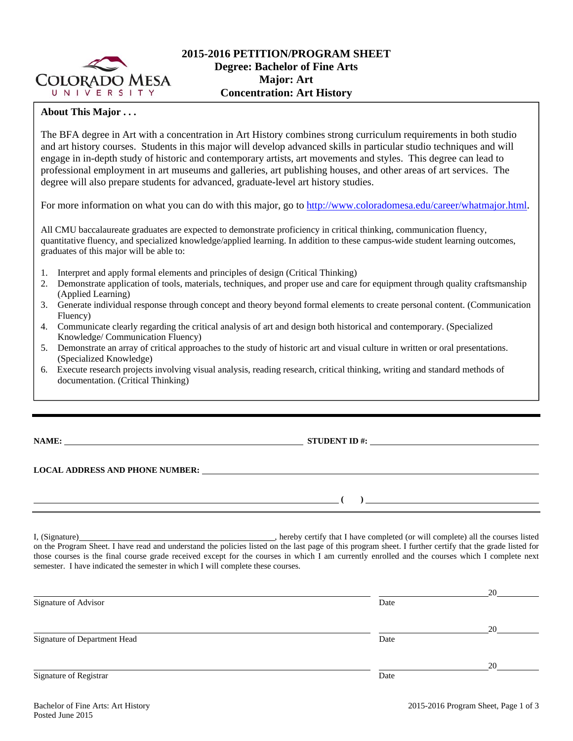# 2015-2016 PETITION/PROGRAM SHEET
## Degree: Bachelor of Fine Arts
## Major: Art
## Concentration: Art History

**About This Major . . .**

The BFA degree in Art with a concentration in Art History combines strong curriculum requirements in both studio and art history courses. Students in this major will develop advanced skills in particular studio techniques and will engage in in-depth study of historic and contemporary artists, art movements and styles. This degree can lead to professional employment in art museums and galleries, art publishing houses, and other areas of art services. The degree will also prepare students for advanced, graduate-level art history studies.

For more information on what you can do with this major, go to http://www.coloradomesa.edu/career/whatmajor.html.

All CMU baccalaureate graduates are expected to demonstrate proficiency in critical thinking, communication fluency, quantitative fluency, and specialized knowledge/applied learning. In addition to these campus-wide student learning outcomes, graduates of this major will be able to:

1. Interpret and apply formal elements and principles of design (Critical Thinking)
2. Demonstrate application of tools, materials, techniques, and proper use and care for equipment through quality craftsmanship (Applied Learning)
3. Generate individual response through concept and theory beyond formal elements to create personal content. (Communication Fluency)
4. Communicate clearly regarding the critical analysis of art and design both historical and contemporary. (Specialized Knowledge/ Communication Fluency)
5. Demonstrate an array of critical approaches to the study of historic art and visual culture in written or oral presentations. (Specialized Knowledge)
6. Execute research projects involving visual analysis, reading research, critical thinking, writing and standard methods of documentation. (Critical Thinking)

---

**NAME:** ______________________ **STUDENT ID #:** ______________________

**LOCAL ADDRESS AND PHONE NUMBER:** ______________________

______________________ **( )** ______________________

I, (Signature)______________________, hereby certify that I have completed (or will complete) all the courses listed on the Program Sheet. I have read and understand the policies listed on the last page of this program sheet. I further certify that the grade listed for those courses is the final course grade received except for the courses in which I am currently enrolled and the courses which I complete next semester. I have indicated the semester in which I will complete these courses.

______________________ 20____
Signature of Advisor Date

______________________ 20____
Signature of Department Head Date

______________________ 20____
Signature of Registrar Date

Bachelor of Fine Arts: Art History
Posted June 2015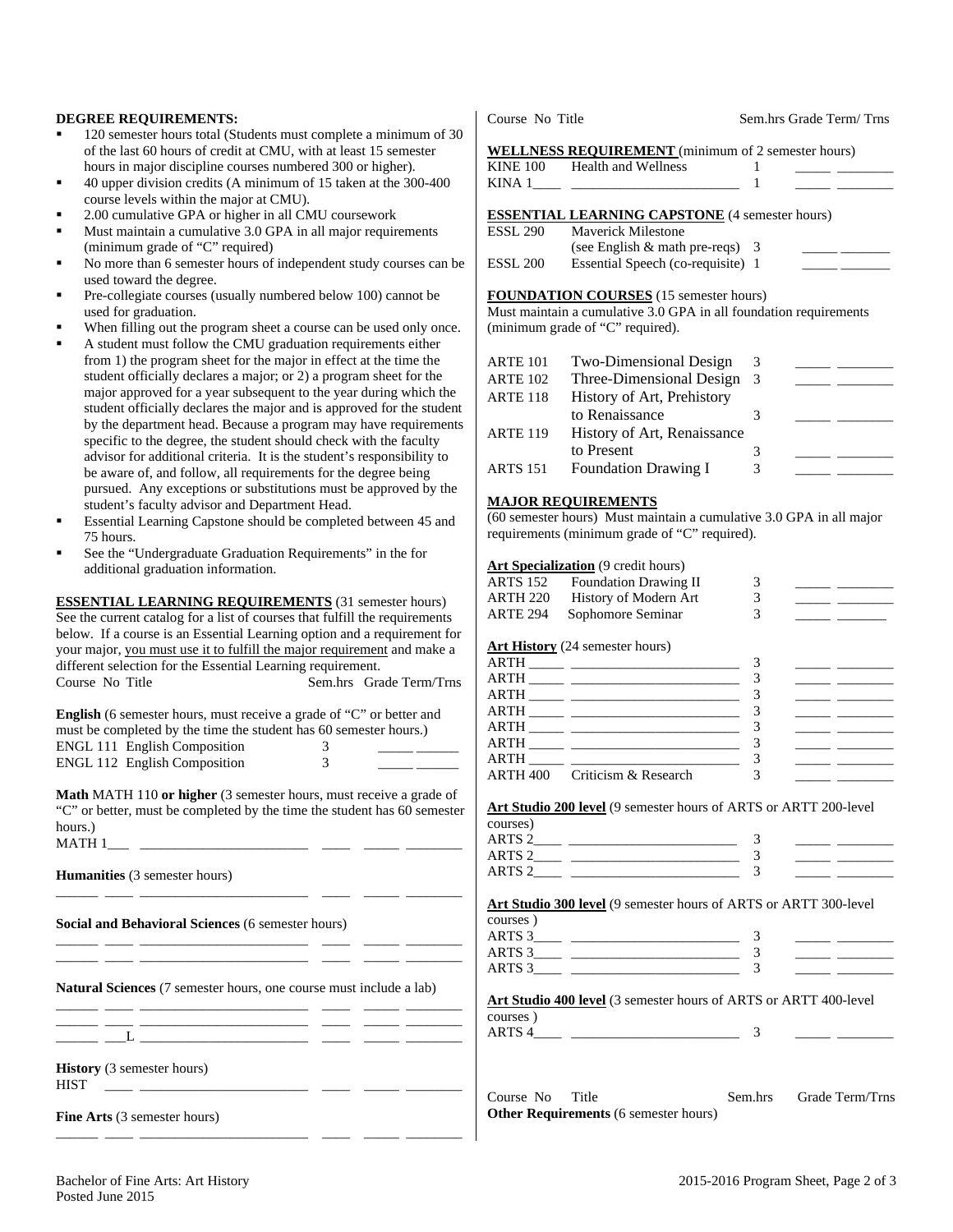**DEGREE REQUIREMENTS:**

- 120 semester hours total (Students must complete a minimum of 30 of the last 60 hours of credit at CMU, with at least 15 semester hours in major discipline courses numbered 300 or higher).
- 40 upper division credits (A minimum of 15 taken at the 300-400 course levels within the major at CMU).
- 2.00 cumulative GPA or higher in all CMU coursework
- Must maintain a cumulative 3.0 GPA in all major requirements (minimum grade of "C" required)
- No more than 6 semester hours of independent study courses can be used toward the degree.
- Pre-collegiate courses (usually numbered below 100) cannot be used for graduation.
- When filling out the program sheet a course can be used only once.
- A student must follow the CMU graduation requirements either from 1) the program sheet for the major in effect at the time the student officially declares a major; or 2) a program sheet for the major approved for a year subsequent to the year during which the student officially declares the major and is approved for the student by the department head. Because a program may have requirements specific to the degree, the student should check with the faculty advisor for additional criteria. It is the student's responsibility to be aware of, and follow, all requirements for the degree being pursued. Any exceptions or substitutions must be approved by the student's faculty advisor and Department Head.
- Essential Learning Capstone should be completed between 45 and 75 hours.
- See the "Undergraduate Graduation Requirements" in the for additional graduation information.

**ESSENTIAL LEARNING REQUIREMENTS** (31 semester hours)
See the current catalog for a list of courses that fulfill the requirements below. If a course is an Essential Learning option and a requirement for your major, you must use it to fulfill the major requirement and make a different selection for the Essential Learning requirement.

Course No Title Sem.hrs Grade Term/Trns

**English** (6 semester hours, must receive a grade of "C" or better and must be completed by the time the student has 60 semester hours.)

| Course No | Title | Sem.hrs | Grade | Term/Trns |
|---|---|---|---|---|
| ENGL 111 | English Composition | 3 | _____ | ______ |
| ENGL 112 | English Composition | 3 | _____ | ______ |

**Math** MATH 110 **or higher** (3 semester hours, must receive a grade of "C" or better, must be completed by the time the student has 60 semester hours.)

MATH 1___ ________________________ ____ _____ ________

**Humanities** (3 semester hours)

______ ____ ________________________ ____ _____ ________

**Social and Behavioral Sciences** (6 semester hours)

______ ____ ________________________ ____ _____ ________
______ ____ ________________________ ____ _____ ________

**Natural Sciences** (7 semester hours, one course must include a lab)

______ ____ ________________________ ____ _____ ________
______ ____ ________________________ ____ _____ ________
______ ___L ________________________ ____ _____ ________

**History** (3 semester hours)

HIST ____ ________________________ ____ _____ ________

**Fine Arts** (3 semester hours)

______ ____ ________________________ ____ _____ ________

Course No Title Sem.hrs Grade Term/ Trns

**WELLNESS REQUIREMENT** (minimum of 2 semester hours)

| Course No | Title | Sem.hrs | Grade | Term/Trns |
|---|---|---|---|---|
| KINE 100 | Health and Wellness | 1 | _____ | ________ |
| KINA 1____ | ________________________ | 1 | _____ | ________ |

**ESSENTIAL LEARNING CAPSTONE** (4 semester hours)

| Course No | Title | Sem.hrs | Grade | Term/Trns |
|---|---|---|---|---|
| ESSL 290 | Maverick Milestone (see English & math pre-reqs) | 3 | _____ | _______ |
| ESSL 200 | Essential Speech (co-requisite) | 1 | _____ | _______ |

**FOUNDATION COURSES** (15 semester hours)
Must maintain a cumulative 3.0 GPA in all foundation requirements (minimum grade of "C" required).

| Course No | Title | Sem.hrs | Grade | Term/Trns |
|---|---|---|---|---|
| ARTE 101 | Two-Dimensional Design | 3 | _____ | ________ |
| ARTE 102 | Three-Dimensional Design | 3 | _____ | ________ |
| ARTE 118 | History of Art, Prehistory to Renaissance | 3 | _____ | ________ |
| ARTE 119 | History of Art, Renaissance to Present | 3 | _____ | ________ |
| ARTS 151 | Foundation Drawing I | 3 | _____ | ________ |

**MAJOR REQUIREMENTS**
(60 semester hours) Must maintain a cumulative 3.0 GPA in all major requirements (minimum grade of "C" required).

**Art Specialization** (9 credit hours)

| Course No | Title | Sem.hrs | Grade | Term/Trns |
|---|---|---|---|---|
| ARTS 152 | Foundation Drawing II | 3 | _____ | ________ |
| ARTH 220 | History of Modern Art | 3 | _____ | ________ |
| ARTE 294 | Sophomore Seminar | 3 | _____ | _______ |

**Art History** (24 semester hours)

| Course No | Title | Sem.hrs | Grade | Term/Trns |
|---|---|---|---|---|
| ARTH _____ | ________________________ | 3 | _____ | ________ |
| ARTH _____ | ________________________ | 3 | _____ | ________ |
| ARTH _____ | ________________________ | 3 | _____ | ________ |
| ARTH _____ | ________________________ | 3 | _____ | ________ |
| ARTH _____ | ________________________ | 3 | _____ | ________ |
| ARTH _____ | ________________________ | 3 | _____ | ________ |
| ARTH _____ | ________________________ | 3 | _____ | ________ |
| ARTH 400 | Criticism & Research | 3 | _____ | ________ |

**Art Studio 200 level** (9 semester hours of ARTS or ARTT 200-level courses)

| Course No | Title | Sem.hrs | Grade | Term/Trns |
|---|---|---|---|---|
| ARTS 2____ | ________________________ | 3 | _____ | ________ |
| ARTS 2____ | ________________________ | 3 | _____ | ________ |
| ARTS 2____ | ________________________ | 3 | _____ | ________ |

**Art Studio 300 level** (9 semester hours of ARTS or ARTT 300-level courses )

| Course No | Title | Sem.hrs | Grade | Term/Trns |
|---|---|---|---|---|
| ARTS 3____ | ________________________ | 3 | _____ | ________ |
| ARTS 3____ | ________________________ | 3 | _____ | ________ |
| ARTS 3____ | ________________________ | 3 | _____ | ________ |

**Art Studio 400 level** (3 semester hours of ARTS or ARTT 400-level courses )

| Course No | Title | Sem.hrs | Grade | Term/Trns |
|---|---|---|---|---|
| ARTS 4____ | ________________________ | 3 | _____ | ________ |

Course No Title Sem.hrs Grade Term/Trns

**Other Requirements** (6 semester hours)

Bachelor of Fine Arts: Art History
Posted June 2015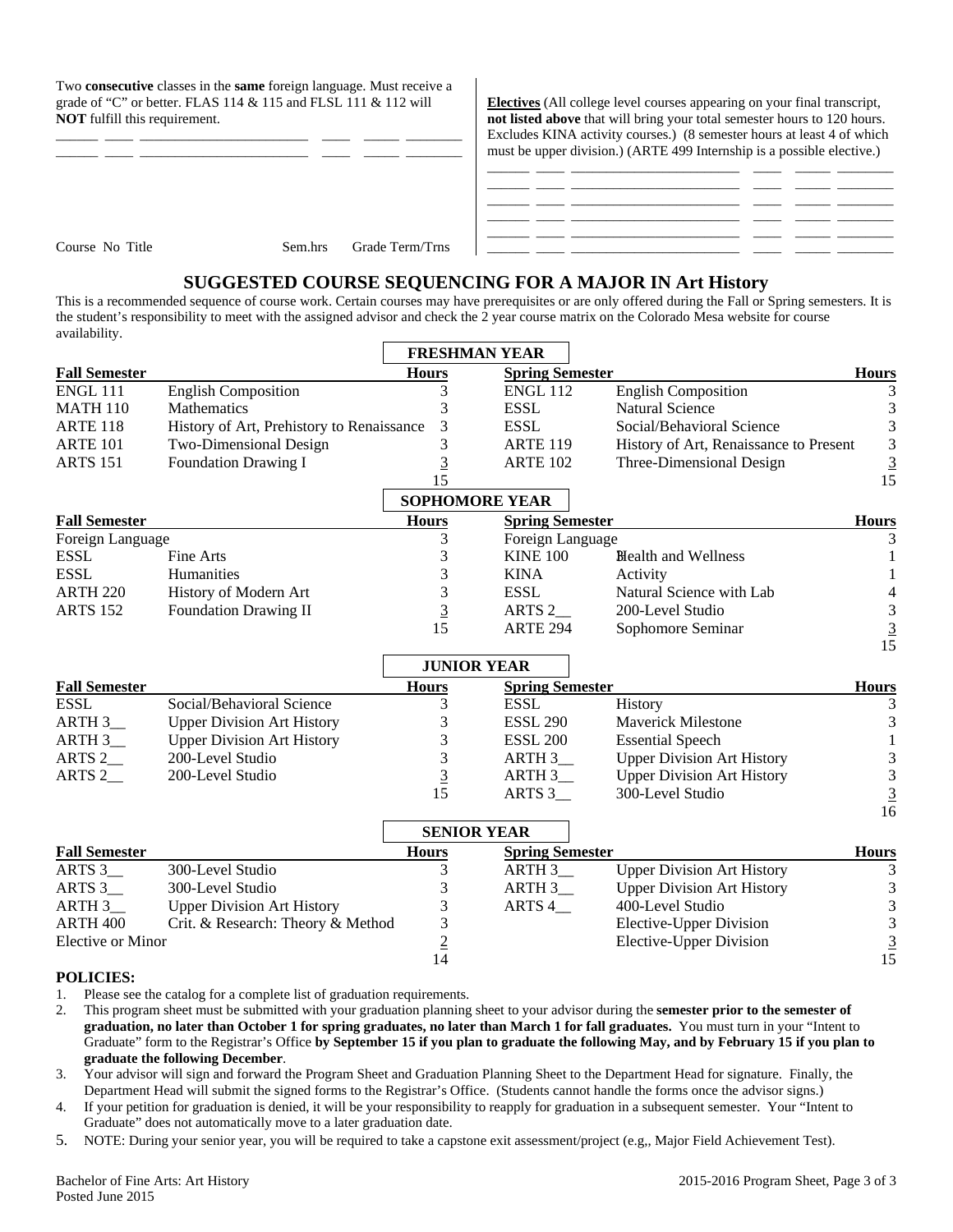Two **consecutive** classes in the **same** foreign language. Must receive a grade of "C" or better. FLAS 114 & 115 and FLSL 111 & 112 will **NOT** fulfill this requirement.

______ ____ _______________________ ____ _____ ________
______ ____ _______________________ ____ _____ ________

Course No Title Sem.hrs Grade Term/Trns

**Electives** (All college level courses appearing on your final transcript, **not listed above** that will bring your total semester hours to 120 hours. Excludes KINA activity courses.) (8 semester hours at least 4 of which must be upper division.) (ARTE 499 Internship is a possible elective.)

______ ____ _______________________ ____ _____ ________
______ ____ _______________________ ____ _____ ________
______ ____ _______________________ ____ _____ ________
______ ____ _______________________ ____ _____ ________

## SUGGESTED COURSE SEQUENCING FOR A MAJOR IN Art History

This is a recommended sequence of course work. Certain courses may have prerequisites or are only offered during the Fall or Spring semesters. It is the student's responsibility to meet with the assigned advisor and check the 2 year course matrix on the Colorado Mesa website for course availability.

### FRESHMAN YEAR

| Fall Semester | | Hours | Spring Semester | | Hours |
|---|---|---|---|---|---|
| ENGL 111 | English Composition | 3 | ENGL 112 | English Composition | 3 |
| MATH 110 | Mathematics | 3 | ESSL | Natural Science | 3 |
| ARTE 118 | History of Art, Prehistory to Renaissance | 3 | ESSL | Social/Behavioral Science | 3 |
| ARTE 101 | Two-Dimensional Design | 3 | ARTE 119 | History of Art, Renaissance to Present | 3 |
| ARTS 151 | Foundation Drawing I | 3 | ARTE 102 | Three-Dimensional Design | 3 |
| | | 15 | | | 15 |

### SOPHOMORE YEAR

| Fall Semester | | Hours | Spring Semester | | Hours |
|---|---|---|---|---|---|
| Foreign Language | | 3 | Foreign Language | | 3 |
| ESSL | Fine Arts | 3 | KINE 100 | Health and Wellness | 1 |
| ESSL | Humanities | 3 | KINA | Activity | 1 |
| ARTH 220 | History of Modern Art | 3 | ESSL | Natural Science with Lab | 4 |
| ARTS 152 | Foundation Drawing II | 3 | ARTS 2__ | 200-Level Studio | 3 |
| | | 15 | ARTE 294 | Sophomore Seminar | 3 |
| | | | | | 15 |

### JUNIOR YEAR

| Fall Semester | | Hours | Spring Semester | | Hours |
|---|---|---|---|---|---|
| ESSL | Social/Behavioral Science | 3 | ESSL | History | 3 |
| ARTH 3__ | Upper Division Art History | 3 | ESSL 290 | Maverick Milestone | 3 |
| ARTH 3__ | Upper Division Art History | 3 | ESSL 200 | Essential Speech | 1 |
| ARTS 2__ | 200-Level Studio | 3 | ARTH 3__ | Upper Division Art History | 3 |
| ARTS 2__ | 200-Level Studio | 3 | ARTH 3__ | Upper Division Art History | 3 |
| | | 15 | ARTS 3__ | 300-Level Studio | 3 |
| | | | | | 16 |

### SENIOR YEAR

| Fall Semester | | Hours | Spring Semester | | Hours |
|---|---|---|---|---|---|
| ARTS 3__ | 300-Level Studio | 3 | ARTH 3__ | Upper Division Art History | 3 |
| ARTS 3__ | 300-Level Studio | 3 | ARTH 3__ | Upper Division Art History | 3 |
| ARTH 3__ | Upper Division Art History | 3 | ARTS 4__ | 400-Level Studio | 3 |
| ARTH 400 | Crit. & Research: Theory & Method | 3 | | Elective-Upper Division | 3 |
| Elective or Minor | | 2 | | Elective-Upper Division | 3 |
| | | 14 | | | 15 |

**POLICIES:**

1. Please see the catalog for a complete list of graduation requirements.
2. This program sheet must be submitted with your graduation planning sheet to your advisor during the **semester prior to the semester of graduation, no later than October 1 for spring graduates, no later than March 1 for fall graduates.** You must turn in your "Intent to Graduate" form to the Registrar's Office **by September 15 if you plan to graduate the following May, and by February 15 if you plan to graduate the following December**.
3. Your advisor will sign and forward the Program Sheet and Graduation Planning Sheet to the Department Head for signature. Finally, the Department Head will submit the signed forms to the Registrar's Office. (Students cannot handle the forms once the advisor signs.)
4. If your petition for graduation is denied, it will be your responsibility to reapply for graduation in a subsequent semester. Your "Intent to Graduate" does not automatically move to a later graduation date.
5. NOTE: During your senior year, you will be required to take a capstone exit assessment/project (e.g,, Major Field Achievement Test).

Bachelor of Fine Arts: Art History
Posted June 2015